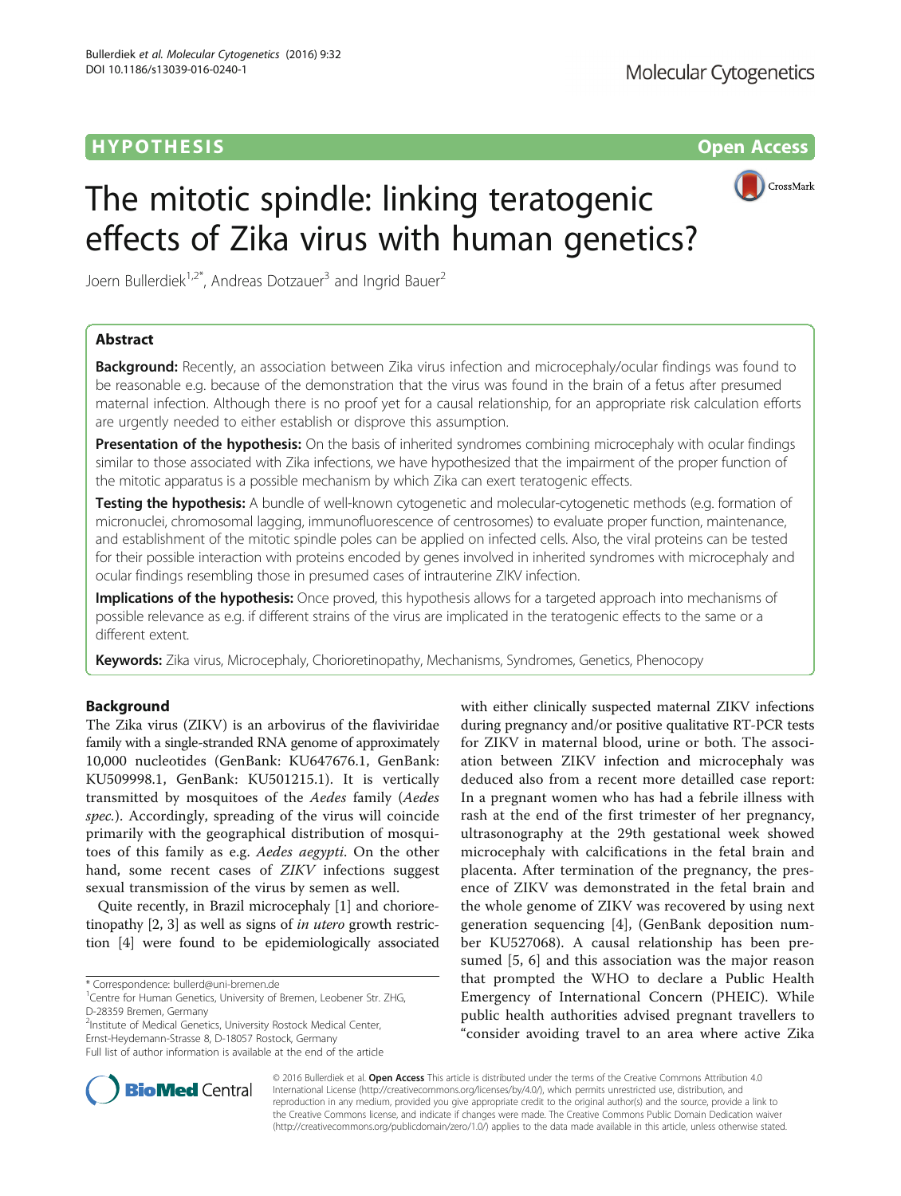HYPOTHESIS Open Access

# The mitotic spindle: linking teratogenic effects of Zika virus with human genetics?

Joern Bullerdiek[1,2*], Andreas Dotzauer[3] and Ingrid Bauer[2]

## Abstract

**Background:** Recently, an association between Zika virus infection and microcephaly/ocular findings was found to be reasonable e.g. because of the demonstration that the virus was found in the brain of a fetus after presumed maternal infection. Although there is no proof yet for a causal relationship, for an appropriate risk calculation efforts are urgently needed to either establish or disprove this assumption.

**Presentation of the hypothesis:** On the basis of inherited syndromes combining microcephaly with ocular findings similar to those associated with Zika infections, we have hypothesized that the impairment of the proper function of the mitotic apparatus is a possible mechanism by which Zika can exert teratogenic effects.

**Testing the hypothesis:** A bundle of well-known cytogenetic and molecular-cytogenetic methods (e.g. formation of micronuclei, chromosomal lagging, immunofluorescence of centrosomes) to evaluate proper function, maintenance, and establishment of the mitotic spindle poles can be applied on infected cells. Also, the viral proteins can be tested for their possible interaction with proteins encoded by genes involved in inherited syndromes with microcephaly and ocular findings resembling those in presumed cases of intrauterine ZIKV infection.

**Implications of the hypothesis:** Once proved, this hypothesis allows for a targeted approach into mechanisms of possible relevance as e.g. if different strains of the virus are implicated in the teratogenic effects to the same or a different extent.

**Keywords:** Zika virus, Microcephaly, Chorioretinopathy, Mechanisms, Syndromes, Genetics, Phenocopy

## Background

The Zika virus (ZIKV) is an arbovirus of the flaviviridae family with a single-stranded RNA genome of approximately 10,000 nucleotides (GenBank: KU647676.1, GenBank: KU509998.1, GenBank: KU501215.1). It is vertically transmitted by mosquitoes of the *Aedes* family (*Aedes spec.*). Accordingly, spreading of the virus will coincide primarily with the geographical distribution of mosquitoes of this family as e.g. *Aedes aegypti*. On the other hand, some recent cases of *ZIKV* infections suggest sexual transmission of the virus by semen as well.

Quite recently, in Brazil microcephaly [1] and chorioretinopathy [2, 3] as well as signs of *in utero* growth restriction [4] were found to be epidemiologically associated with either clinically suspected maternal ZIKV infections during pregnancy and/or positive qualitative RT-PCR tests for ZIKV in maternal blood, urine or both. The association between ZIKV infection and microcephaly was deduced also from a recent more detailled case report: In a pregnant women who has had a febrile illness with rash at the end of the first trimester of her pregnancy, ultrasonography at the 29th gestational week showed microcephaly with calcifications in the fetal brain and placenta. After termination of the pregnancy, the presence of ZIKV was demonstrated in the fetal brain and the whole genome of ZIKV was recovered by using next generation sequencing [4], (GenBank deposition number KU527068). A causal relationship has been presumed [5, 6] and this association was the major reason that prompted the WHO to declare a Public Health Emergency of International Concern (PHEIC). While public health authorities advised pregnant travellers to "consider avoiding travel to an area where active Zika

\* Correspondence: bullerd@uni-bremen.de
[1]Centre for Human Genetics, University of Bremen, Leobener Str. ZHG, D-28359 Bremen, Germany
[2]Institute of Medical Genetics, University Rostock Medical Center, Ernst-Heydemann-Strasse 8, D-18057 Rostock, Germany
Full list of author information is available at the end of the article

© 2016 Bullerdiek et al. **Open Access** This article is distributed under the terms of the Creative Commons Attribution 4.0 International License (http://creativecommons.org/licenses/by/4.0/), which permits unrestricted use, distribution, and reproduction in any medium, provided you give appropriate credit to the original author(s) and the source, provide a link to the Creative Commons license, and indicate if changes were made. The Creative Commons Public Domain Dedication waiver (http://creativecommons.org/publicdomain/zero/1.0/) applies to the data made available in this article, unless otherwise stated.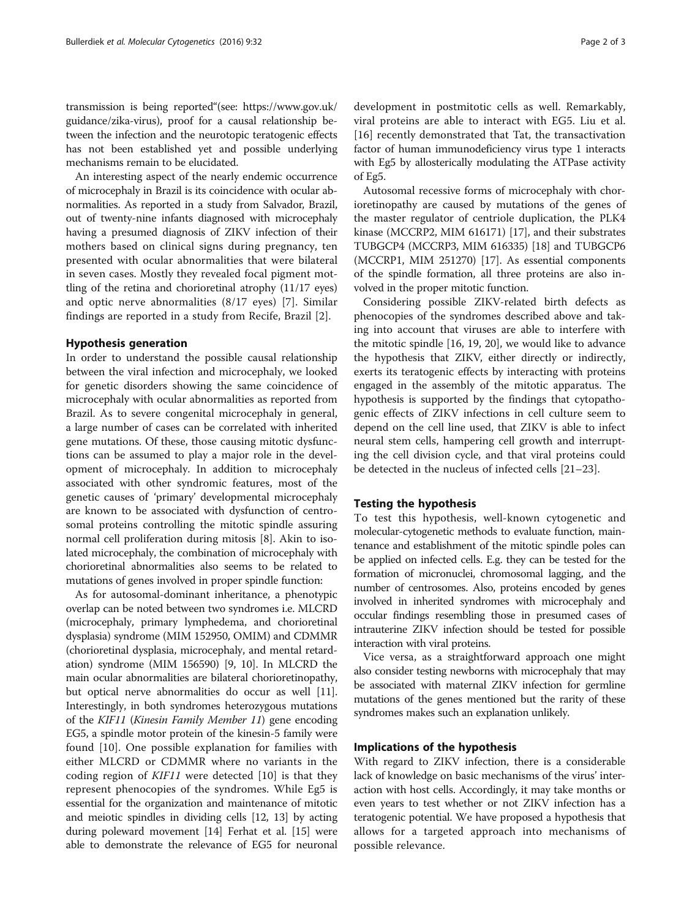transmission is being reported"(see: https://www.gov.uk/guidance/zika-virus), proof for a causal relationship between the infection and the neurotopic teratogenic effects has not been established yet and possible underlying mechanisms remain to be elucidated.

An interesting aspect of the nearly endemic occurrence of microcephaly in Brazil is its coincidence with ocular abnormalities. As reported in a study from Salvador, Brazil, out of twenty-nine infants diagnosed with microcephaly having a presumed diagnosis of ZIKV infection of their mothers based on clinical signs during pregnancy, ten presented with ocular abnormalities that were bilateral in seven cases. Mostly they revealed focal pigment mottling of the retina and chorioretinal atrophy (11/17 eyes) and optic nerve abnormalities (8/17 eyes) [7]. Similar findings are reported in a study from Recife, Brazil [2].

## Hypothesis generation

In order to understand the possible causal relationship between the viral infection and microcephaly, we looked for genetic disorders showing the same coincidence of microcephaly with ocular abnormalities as reported from Brazil. As to severe congenital microcephaly in general, a large number of cases can be correlated with inherited gene mutations. Of these, those causing mitotic dysfunctions can be assumed to play a major role in the development of microcephaly. In addition to microcephaly associated with other syndromic features, most of the genetic causes of 'primary' developmental microcephaly are known to be associated with dysfunction of centrosomal proteins controlling the mitotic spindle assuring normal cell proliferation during mitosis [8]. Akin to isolated microcephaly, the combination of microcephaly with chorioretinal abnormalities also seems to be related to mutations of genes involved in proper spindle function:

As for autosomal-dominant inheritance, a phenotypic overlap can be noted between two syndromes i.e. MLCRD (microcephaly, primary lymphedema, and chorioretinal dysplasia) syndrome (MIM 152950, OMIM) and CDMMR (chorioretinal dysplasia, microcephaly, and mental retardation) syndrome (MIM 156590) [9, 10]. In MLCRD the main ocular abnormalities are bilateral chorioretinopathy, but optical nerve abnormalities do occur as well [11]. Interestingly, in both syndromes heterozygous mutations of the *KIF11* (*Kinesin Family Member 11*) gene encoding EG5, a spindle motor protein of the kinesin-5 family were found [10]. One possible explanation for families with either MLCRD or CDMMR where no variants in the coding region of *KIF11* were detected [10] is that they represent phenocopies of the syndromes. While Eg5 is essential for the organization and maintenance of mitotic and meiotic spindles in dividing cells [12, 13] by acting during poleward movement [14] Ferhat et al. [15] were able to demonstrate the relevance of EG5 for neuronal development in postmitotic cells as well. Remarkably, viral proteins are able to interact with EG5. Liu et al. [16] recently demonstrated that Tat, the transactivation factor of human immunodeficiency virus type 1 interacts with Eg5 by allosterically modulating the ATPase activity of Eg5.

Autosomal recessive forms of microcephaly with chorioretinopathy are caused by mutations of the genes of the master regulator of centriole duplication, the PLK4 kinase (MCCRP2, MIM 616171) [17], and their substrates TUBGCP4 (MCCRP3, MIM 616335) [18] and TUBGCP6 (MCCRP1, MIM 251270) [17]. As essential components of the spindle formation, all three proteins are also involved in the proper mitotic function.

Considering possible ZIKV-related birth defects as phenocopies of the syndromes described above and taking into account that viruses are able to interfere with the mitotic spindle [16, 19, 20], we would like to advance the hypothesis that ZIKV, either directly or indirectly, exerts its teratogenic effects by interacting with proteins engaged in the assembly of the mitotic apparatus. The hypothesis is supported by the findings that cytopathogenic effects of ZIKV infections in cell culture seem to depend on the cell line used, that ZIKV is able to infect neural stem cells, hampering cell growth and interrupting the cell division cycle, and that viral proteins could be detected in the nucleus of infected cells [21–23].

## Testing the hypothesis

To test this hypothesis, well-known cytogenetic and molecular-cytogenetic methods to evaluate function, maintenance and establishment of the mitotic spindle poles can be applied on infected cells. E.g. they can be tested for the formation of micronuclei, chromosomal lagging, and the number of centrosomes. Also, proteins encoded by genes involved in inherited syndromes with microcephaly and occular findings resembling those in presumed cases of intrauterine ZIKV infection should be tested for possible interaction with viral proteins.

Vice versa, as a straightforward approach one might also consider testing newborns with microcephaly that may be associated with maternal ZIKV infection for germline mutations of the genes mentioned but the rarity of these syndromes makes such an explanation unlikely.

## Implications of the hypothesis

With regard to ZIKV infection, there is a considerable lack of knowledge on basic mechanisms of the virus' interaction with host cells. Accordingly, it may take months or even years to test whether or not ZIKV infection has a teratogenic potential. We have proposed a hypothesis that allows for a targeted approach into mechanisms of possible relevance.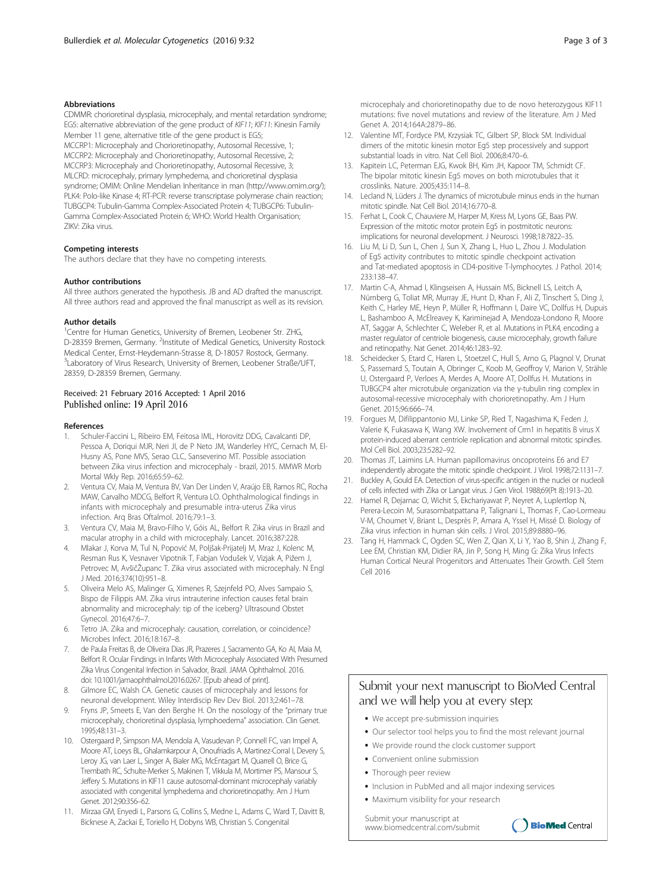### Abbreviations

CDMMR: chorioretinal dysplasia, microcephaly, and mental retardation syndrome; EG5: alternative abbreviation of the gene product of *KIF11*; *KIF11*: Kinesin Family Member 11 gene, alternative title of the gene product is EG5; MCCRP1: Microcephaly and Chorioretinopathy, Autosomal Recessive, 1; MCCRP2: Microcephaly and Chorioretinopathy, Autosomal Recessive, 2; MCCRP3: Microcephaly and Chorioretinopathy, Autosomal Recessive, 3; MLCRD: microcephaly, primary lymphedema, and chorioretinal dysplasia syndrome; OMIM: Online Mendelian Inheritance in man (http://www.omim.org/); PLK4: Polo-like Kinase 4; RT-PCR: reverse transcriptase polymerase chain reaction; TUBGCP4: Tubulin-Gamma Complex-Associated Protein 4; TUBGCP6: Tubulin-Gamma Complex-Associated Protein 6; WHO: World Health Organisation; ZIKV: Zika virus.

### Competing interests

The authors declare that they have no competing interests.

### Author contributions

All three authors generated the hypothesis. JB and AD drafted the manuscript. All three authors read and approved the final manuscript as well as its revision.

### Author details

[1]Centre for Human Genetics, University of Bremen, Leobener Str. ZHG, D-28359 Bremen, Germany. [2]Institute of Medical Genetics, University Rostock Medical Center, Ernst-Heydemann-Strasse 8, D-18057 Rostock, Germany. [3]Laboratory of Virus Research, University of Bremen, Leobener Straße/UFT, 28359, D-28359 Bremen, Germany.

Received: 21 February 2016 Accepted: 1 April 2016
Published online: 19 April 2016

### References

1. Schuler-Faccini L, Ribeiro EM, Feitosa IML, Horovitz DDG, Cavalcanti DP, Pessoa A, Doriqui MJR, Neri JI, de P Neto JM, Wanderley HYC, Cernach M, El-Husny AS, Pone MVS, Serao CLC, Sanseverino MT. Possible association between Zika virus infection and microcephaly - brazil, 2015. MMWR Morb Mortal Wkly Rep. 2016;65:59–62.
2. Ventura CV, Maia M, Ventura BV, Van Der Linden V, Araújo EB, Ramos RC, Rocha MAW, Carvalho MDCG, Belfort R, Ventura LO. Ophthalmological findings in infants with microcephaly and presumable intra-uterus Zika virus infection. Arq Bras Oftalmol. 2016;79:1–3.
3. Ventura CV, Maia M, Bravo-Filho V, Góis AL, Belfort R. Zika virus in Brazil and macular atrophy in a child with microcephaly. Lancet. 2016;387:228.
4. Mlakar J, Korva M, Tul N, Popović M, Poljšak-Prijatelj M, Mraz J, Kolenc M, Resman Rus K, Vesnaver Vipotnik T, Fabjan Vodušek V, Vizjak A, Pižem J, Petrovec M, AvšičŽupanc T. Zika virus associated with microcephaly. N Engl J Med. 2016;374(10):951–8.
5. Oliveira Melo AS, Malinger G, Ximenes R, Szejnfeld PO, Alves Sampaio S, Bispo de Filippis AM. Zika virus intrauterine infection causes fetal brain abnormality and microcephaly: tip of the iceberg? Ultrasound Obstet Gynecol. 2016;47:6–7.
6. Tetro JA. Zika and microcephaly: causation, correlation, or coincidence? Microbes Infect. 2016;18:167–8.
7. de Paula Freitas B, de Oliveira Dias JR, Prazeres J, Sacramento GA, Ko AI, Maia M, Belfort R. Ocular Findings in Infants With Microcephaly Associated With Presumed Zika Virus Congenital Infection in Salvador, Brazil. JAMA Ophthalmol. 2016. doi: 10.1001/jamaophthalmol.2016.0267. [Epub ahead of print].
8. Gilmore EC, Walsh CA. Genetic causes of microcephaly and lessons for neuronal development. Wiley Interdiscip Rev Dev Biol. 2013;2:461–78.
9. Fryns JP, Smeets E, Van den Berghe H. On the nosology of the "primary true microcephaly, chorioretinal dysplasia, lymphoedema" association. Clin Genet. 1995;48:131–3.
10. Ostergaard P, Simpson MA, Mendola A, Vasudevan P, Connell FC, van Impel A, Moore AT, Loeys BL, Ghalamkarpour A, Onoufriadis A, Martinez-Corral I, Devery S, Leroy JG, van Laer L, Singer A, Bialer MG, McEntagart M, Quarrell O, Brice G, Trembath RC, Schulte-Merker S, Makinen T, Vikkula M, Mortimer PS, Mansour S, Jeffery S. Mutations in KIF11 cause autosomal-dominant microcephaly variably associated with congenital lymphedema and chorioretinopathy. Am J Hum Genet. 2012;90:356–62.
11. Mirzaa GM, Enyedi L, Parsons G, Collins S, Medne L, Adams C, Ward T, Davitt B, Bicknese A, Zackai E, Toriello H, Dobyns WB, Christian S. Congenital microcephaly and chorioretinopathy due to de novo heterozygous KIF11 mutations: five novel mutations and review of the literature. Am J Med Genet A. 2014;164A:2879–86.
12. Valentine MT, Fordyce PM, Krzysiak TC, Gilbert SP, Block SM. Individual dimers of the mitotic kinesin motor Eg5 step processively and support substantial loads in vitro. Nat Cell Biol. 2006;8:470–6.
13. Kapitein LC, Peterman EJG, Kwok BH, Kim JH, Kapoor TM, Schmidt CF. The bipolar mitotic kinesin Eg5 moves on both microtubules that it crosslinks. Nature. 2005;435:114–8.
14. Lecland N, Lüders J. The dynamics of microtubule minus ends in the human mitotic spindle. Nat Cell Biol. 2014;16:770–8.
15. Ferhat L, Cook C, Chauviere M, Harper M, Kress M, Lyons GE, Baas PW. Expression of the mitotic motor protein Eg5 in postmitotic neurons: implications for neuronal development. J Neurosci. 1998;18:7822–35.
16. Liu M, Li D, Sun L, Chen J, Sun X, Zhang L, Huo L, Zhou J. Modulation of Eg5 activity contributes to mitotic spindle checkpoint activation and Tat-mediated apoptosis in CD4-positive T-lymphocytes. J Pathol. 2014; 233:138–47.
17. Martin C-A, Ahmad I, Klingseisen A, Hussain MS, Bicknell LS, Leitch A, Nürnberg G, Toliat MR, Murray JE, Hunt D, Khan F, Ali Z, Tinschert S, Ding J, Keith C, Harley ME, Heyn P, Müller R, Hoffmann I, Daire VC, Dollfus H, Dupuis L, Bashamboo A, McElreavey K, Kariminejad A, Mendoza-Londono R, Moore AT, Saggar A, Schlechter C, Weleber R, et al. Mutations in PLK4, encoding a master regulator of centriole biogenesis, cause microcephaly, growth failure and retinopathy. Nat Genet. 2014;46:1283–92.
18. Scheidecker S, Etard C, Haren L, Stoetzel C, Hull S, Arno G, Plagnol V, Drunat S, Passemard S, Toutain A, Obringer C, Koob M, Geoffroy V, Marion V, Strähle U, Ostergaard P, Verloes A, Merdes A, Moore AT, Dollfus H. Mutations in TUBGCP4 alter microtubule organization via the γ-tubulin ring complex in autosomal-recessive microcephaly with chorioretinopathy. Am J Hum Genet. 2015;96:666–74.
19. Forgues M, Difilippantonio MJ, Linke SP, Ried T, Nagashima K, Feden J, Valerie K, Fukasawa K, Wang XW. Involvement of Crm1 in hepatitis B virus X protein-induced aberrant centriole replication and abnormal mitotic spindles. Mol Cell Biol. 2003;23:5282–92.
20. Thomas JT, Laimins LA. Human papillomavirus oncoproteins E6 and E7 independently abrogate the mitotic spindle checkpoint. J Virol. 1998;72:1131–7.
21. Buckley A, Gould EA. Detection of virus-specific antigen in the nuclei or nucleoli of cells infected with Zika or Langat virus. J Gen Virol. 1988;69(Pt 8):1913–20.
22. Hamel R, Dejarnac O, Wichit S, Ekchariyawat P, Neyret A, Luplertlop N, Perera-Lecoin M, Surasombatpattana P, Talignani L, Thomas F, Cao-Lormeau V-M, Choumet V, Briant L, Desprès P, Amara A, Yssel H, Missé D. Biology of Zika virus infection in human skin cells. J Virol. 2015;89:8880–96.
23. Tang H, Hammack C, Ogden SC, Wen Z, Qian X, Li Y, Yao B, Shin J, Zhang F, Lee EM, Christian KM, Didier RA, Jin P, Song H, Ming G: Zika Virus Infects Human Cortical Neural Progenitors and Attenuates Their Growth. Cell Stem Cell 2016

Submit your next manuscript to BioMed Central and we will help you at every step:

- We accept pre-submission inquiries
- Our selector tool helps you to find the most relevant journal
- We provide round the clock customer support
- Convenient online submission
- Thorough peer review
- Inclusion in PubMed and all major indexing services
- Maximum visibility for your research

Submit your manuscript at www.biomedcentral.com/submit

BioMed Central